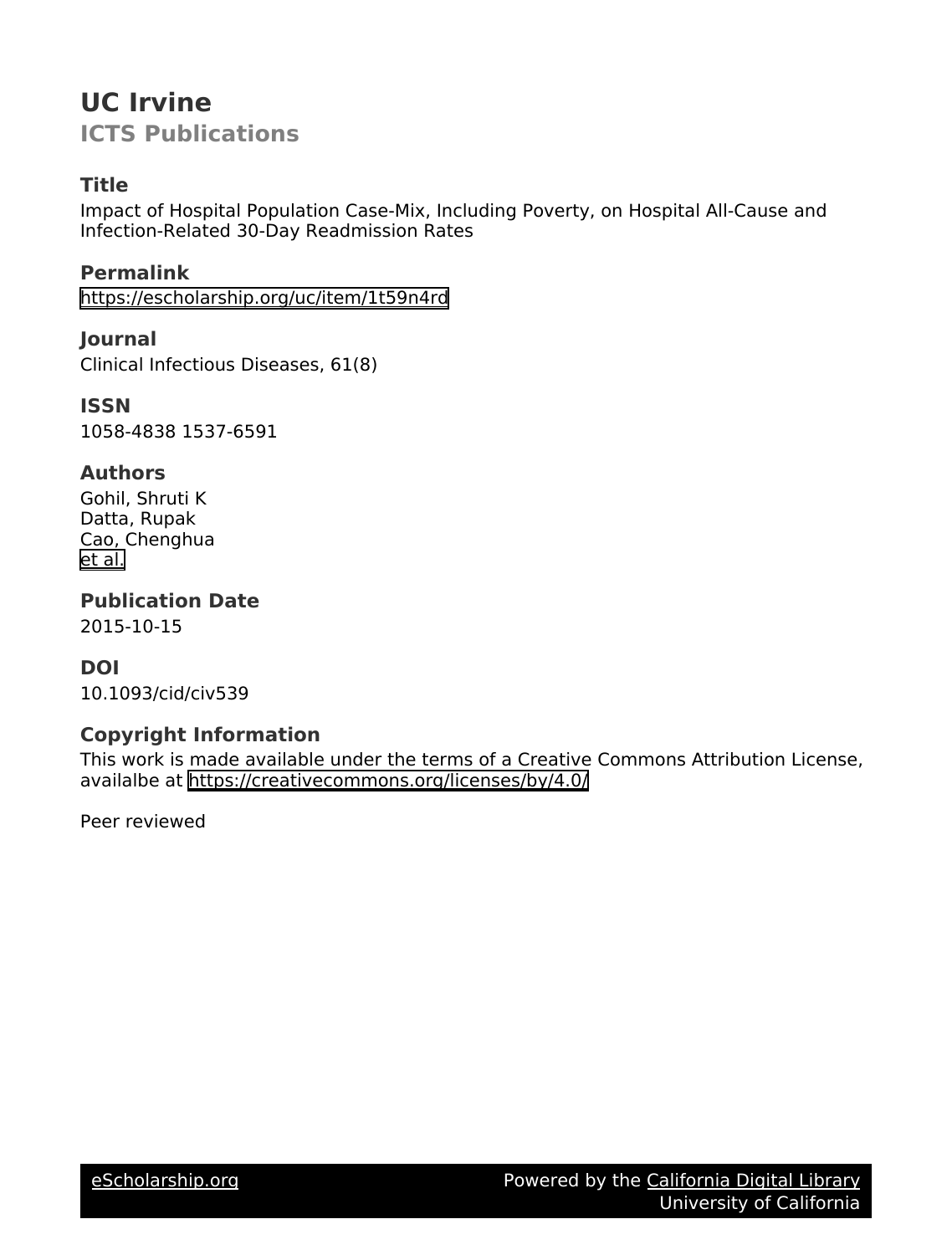# UC Irvine

## ICTS Publications

### Title

Impact of Hospital Population Case-Mix, Including Poverty, on Hospital All-Cause and Infection-Related 30-Day Readmission Rates

### Permalink

https://escholarship.org/uc/item/1t59n4rd

### Journal

Clinical Infectious Diseases, 61(8)

### ISSN

1058-4838 1537-6591

### Authors

Gohil, Shruti K
Datta, Rupak
Cao, Chenghua
et al.

### Publication Date

2015-10-15

### DOI

10.1093/cid/civ539

### Copyright Information

This work is made available under the terms of a Creative Commons Attribution License, availalbe at https://creativecommons.org/licenses/by/4.0/

Peer reviewed

eScholarship.org | Powered by the California Digital Library, University of California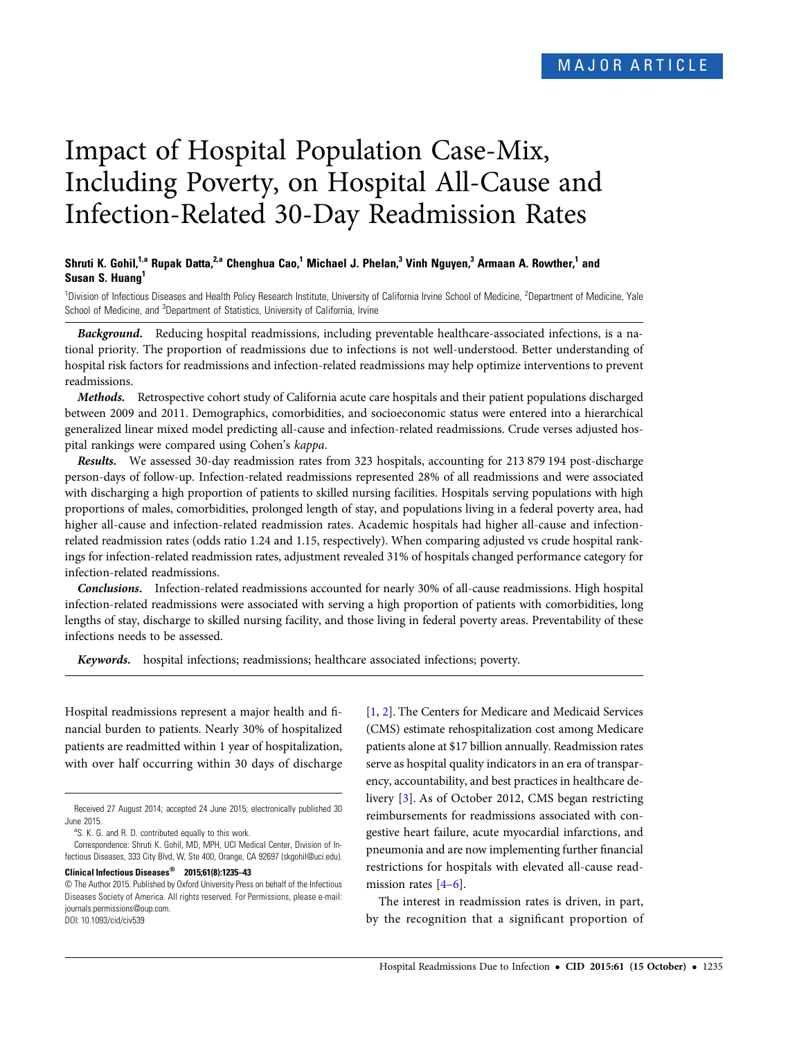MAJOR ARTICLE

# Impact of Hospital Population Case-Mix, Including Poverty, on Hospital All-Cause and Infection-Related 30-Day Readmission Rates

**Shruti K. Gohil,[1,a] Rupak Datta,[2,a] Chenghua Cao,[1] Michael J. Phelan,[3] Vinh Nguyen,[3] Armaan A. Rowther,[1] and Susan S. Huang[1]**

[1]Division of Infectious Diseases and Health Policy Research Institute, University of California Irvine School of Medicine, [2]Department of Medicine, Yale School of Medicine, and [3]Department of Statistics, University of California, Irvine

***Background.*** Reducing hospital readmissions, including preventable healthcare-associated infections, is a national priority. The proportion of readmissions due to infections is not well-understood. Better understanding of hospital risk factors for readmissions and infection-related readmissions may help optimize interventions to prevent readmissions.

***Methods.*** Retrospective cohort study of California acute care hospitals and their patient populations discharged between 2009 and 2011. Demographics, comorbidities, and socioeconomic status were entered into a hierarchical generalized linear mixed model predicting all-cause and infection-related readmissions. Crude verses adjusted hospital rankings were compared using Cohen's *kappa*.

***Results.*** We assessed 30-day readmission rates from 323 hospitals, accounting for 213 879 194 post-discharge person-days of follow-up. Infection-related readmissions represented 28% of all readmissions and were associated with discharging a high proportion of patients to skilled nursing facilities. Hospitals serving populations with high proportions of males, comorbidities, prolonged length of stay, and populations living in a federal poverty area, had higher all-cause and infection-related readmission rates. Academic hospitals had higher all-cause and infection-related readmission rates (odds ratio 1.24 and 1.15, respectively). When comparing adjusted vs crude hospital rankings for infection-related readmission rates, adjustment revealed 31% of hospitals changed performance category for infection-related readmissions.

***Conclusions.*** Infection-related readmissions accounted for nearly 30% of all-cause readmissions. High hospital infection-related readmissions were associated with serving a high proportion of patients with comorbidities, long lengths of stay, discharge to skilled nursing facility, and those living in federal poverty areas. Preventability of these infections needs to be assessed.

***Keywords.*** hospital infections; readmissions; healthcare associated infections; poverty.

Hospital readmissions represent a major health and financial burden to patients. Nearly 30% of hospitalized patients are readmitted within 1 year of hospitalization, with over half occurring within 30 days of discharge [1, 2]. The Centers for Medicare and Medicaid Services (CMS) estimate rehospitalization cost among Medicare patients alone at $17 billion annually. Readmission rates serve as hospital quality indicators in an era of transparency, accountability, and best practices in healthcare delivery [3]. As of October 2012, CMS began restricting reimbursements for readmissions associated with congestive heart failure, acute myocardial infarctions, and pneumonia and are now implementing further financial restrictions for hospitals with elevated all-cause readmission rates [4–6].

The interest in readmission rates is driven, in part, by the recognition that a significant proportion of

Received 27 August 2014; accepted 24 June 2015; electronically published 30 June 2015.

[a]S. K. G. and R. D. contributed equally to this work.

Correspondence: Shruti K. Gohil, MD, MPH, UCI Medical Center, Division of Infectious Diseases, 333 City Blvd, W, Ste 400, Orange, CA 92697 (skgohil@uci.edu).

**Clinical Infectious Diseases® 2015;61(8):1235–43**

© The Author 2015. Published by Oxford University Press on behalf of the Infectious Diseases Society of America. All rights reserved. For Permissions, please e-mail: journals.permissions@oup.com.
DOI: 10.1093/cid/civ539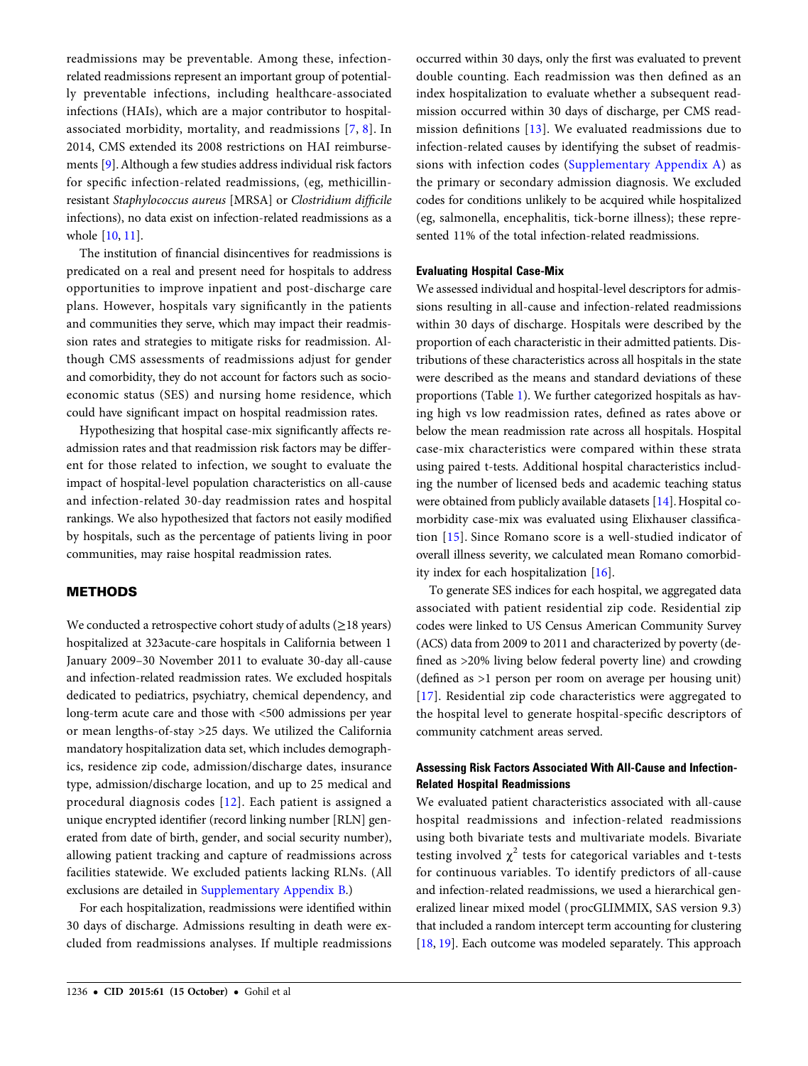readmissions may be preventable. Among these, infection-related readmissions represent an important group of potentially preventable infections, including healthcare-associated infections (HAIs), which are a major contributor to hospital-associated morbidity, mortality, and readmissions [7, 8]. In 2014, CMS extended its 2008 restrictions on HAI reimbursements [9]. Although a few studies address individual risk factors for specific infection-related readmissions, (eg, methicillin-resistant *Staphylococcus aureus* [MRSA] or *Clostridium difficile* infections), no data exist on infection-related readmissions as a whole [10, 11].

The institution of financial disincentives for readmissions is predicated on a real and present need for hospitals to address opportunities to improve inpatient and post-discharge care plans. However, hospitals vary significantly in the patients and communities they serve, which may impact their readmission rates and strategies to mitigate risks for readmission. Although CMS assessments of readmissions adjust for gender and comorbidity, they do not account for factors such as socioeconomic status (SES) and nursing home residence, which could have significant impact on hospital readmission rates.

Hypothesizing that hospital case-mix significantly affects readmission rates and that readmission risk factors may be different for those related to infection, we sought to evaluate the impact of hospital-level population characteristics on all-cause and infection-related 30-day readmission rates and hospital rankings. We also hypothesized that factors not easily modified by hospitals, such as the percentage of patients living in poor communities, may raise hospital readmission rates.

## METHODS

We conducted a retrospective cohort study of adults (≥18 years) hospitalized at 323acute-care hospitals in California between 1 January 2009–30 November 2011 to evaluate 30-day all-cause and infection-related readmission rates. We excluded hospitals dedicated to pediatrics, psychiatry, chemical dependency, and long-term acute care and those with <500 admissions per year or mean lengths-of-stay >25 days. We utilized the California mandatory hospitalization data set, which includes demographics, residence zip code, admission/discharge dates, insurance type, admission/discharge location, and up to 25 medical and procedural diagnosis codes [12]. Each patient is assigned a unique encrypted identifier (record linking number [RLN] generated from date of birth, gender, and social security number), allowing patient tracking and capture of readmissions across facilities statewide. We excluded patients lacking RLNs. (All exclusions are detailed in Supplementary Appendix B.)

For each hospitalization, readmissions were identified within 30 days of discharge. Admissions resulting in death were excluded from readmissions analyses. If multiple readmissions occurred within 30 days, only the first was evaluated to prevent double counting. Each readmission was then defined as an index hospitalization to evaluate whether a subsequent readmission occurred within 30 days of discharge, per CMS readmission definitions [13]. We evaluated readmissions due to infection-related causes by identifying the subset of readmissions with infection codes (Supplementary Appendix A) as the primary or secondary admission diagnosis. We excluded codes for conditions unlikely to be acquired while hospitalized (eg, salmonella, encephalitis, tick-borne illness); these represented 11% of the total infection-related readmissions.

### Evaluating Hospital Case-Mix

We assessed individual and hospital-level descriptors for admissions resulting in all-cause and infection-related readmissions within 30 days of discharge. Hospitals were described by the proportion of each characteristic in their admitted patients. Distributions of these characteristics across all hospitals in the state were described as the means and standard deviations of these proportions (Table 1). We further categorized hospitals as having high vs low readmission rates, defined as rates above or below the mean readmission rate across all hospitals. Hospital case-mix characteristics were compared within these strata using paired t-tests. Additional hospital characteristics including the number of licensed beds and academic teaching status were obtained from publicly available datasets [14]. Hospital comorbidity case-mix was evaluated using Elixhauser classification [15]. Since Romano score is a well-studied indicator of overall illness severity, we calculated mean Romano comorbidity index for each hospitalization [16].

To generate SES indices for each hospital, we aggregated data associated with patient residential zip code. Residential zip codes were linked to US Census American Community Survey (ACS) data from 2009 to 2011 and characterized by poverty (defined as >20% living below federal poverty line) and crowding (defined as >1 person per room on average per housing unit) [17]. Residential zip code characteristics were aggregated to the hospital level to generate hospital-specific descriptors of community catchment areas served.

### Assessing Risk Factors Associated With All-Cause and Infection-Related Hospital Readmissions

We evaluated patient characteristics associated with all-cause hospital readmissions and infection-related readmissions using both bivariate tests and multivariate models. Bivariate testing involved $\chi^2$ tests for categorical variables and t-tests for continuous variables. To identify predictors of all-cause and infection-related readmissions, we used a hierarchical generalized linear mixed model (procGLIMMIX, SAS version 9.3) that included a random intercept term accounting for clustering [18, 19]. Each outcome was modeled separately. This approach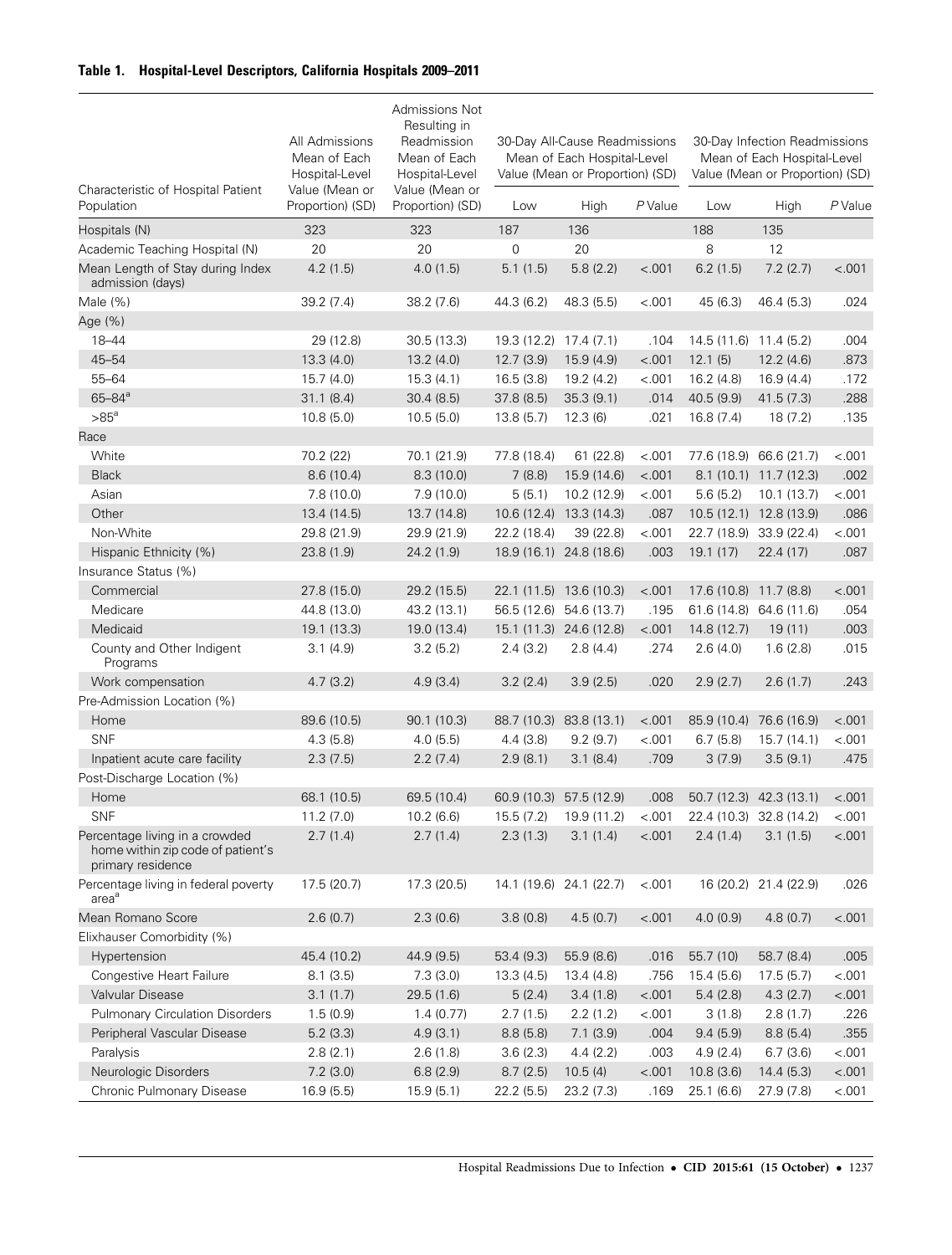**Table 1. Hospital-Level Descriptors, California Hospitals 2009–2011**

| Characteristic of Hospital Patient Population | All Admissions Mean of Each Hospital-Level Value (Mean or Proportion) (SD) | Admissions Not Resulting in Readmission Mean of Each Hospital-Level Value (Mean or Proportion) (SD) | 30-Day All-Cause Readmissions Mean of Each Hospital-Level Value (Mean or Proportion) (SD) | | | 30-Day Infection Readmissions Mean of Each Hospital-Level Value (Mean or Proportion) (SD) | | |
|---|---|---|---|---|---|---|---|---|
| | | | Low | High | *P* Value | Low | High | *P* Value |
| Hospitals (N) | 323 | 323 | 187 | 136 | | 188 | 135 | |
| Academic Teaching Hospital (N) | 20 | 20 | 0 | 20 | | 8 | 12 | |
| Mean Length of Stay during Index admission (days) | 4.2 (1.5) | 4.0 (1.5) | 5.1 (1.5) | 5.8 (2.2) | <.001 | 6.2 (1.5) | 7.2 (2.7) | <.001 |
| Male (%) | 39.2 (7.4) | 38.2 (7.6) | 44.3 (6.2) | 48.3 (5.5) | <.001 | 45 (6.3) | 46.4 (5.3) | .024 |
| Age (%) | | | | | | | | |
| 18–44 | 29 (12.8) | 30.5 (13.3) | 19.3 (12.2) | 17.4 (7.1) | .104 | 14.5 (11.6) | 11.4 (5.2) | .004 |
| 45–54 | 13.3 (4.0) | 13.2 (4.0) | 12.7 (3.9) | 15.9 (4.9) | <.001 | 12.1 (5) | 12.2 (4.6) | .873 |
| 55–64 | 15.7 (4.0) | 15.3 (4.1) | 16.5 (3.8) | 19.2 (4.2) | <.001 | 16.2 (4.8) | 16.9 (4.4) | .172 |
| 65–84[a] | 31.1 (8.4) | 30.4 (8.5) | 37.8 (8.5) | 35.3 (9.1) | .014 | 40.5 (9.9) | 41.5 (7.3) | .288 |
| >85[a] | 10.8 (5.0) | 10.5 (5.0) | 13.8 (5.7) | 12.3 (6) | .021 | 16.8 (7.4) | 18 (7.2) | .135 |
| Race | | | | | | | | |
| White | 70.2 (22) | 70.1 (21.9) | 77.8 (18.4) | 61 (22.8) | <.001 | 77.6 (18.9) | 66.6 (21.7) | <.001 |
| Black | 8.6 (10.4) | 8.3 (10.0) | 7 (8.8) | 15.9 (14.6) | <.001 | 8.1 (10.1) | 11.7 (12.3) | .002 |
| Asian | 7.8 (10.0) | 7.9 (10.0) | 5 (5.1) | 10.2 (12.9) | <.001 | 5.6 (5.2) | 10.1 (13.7) | <.001 |
| Other | 13.4 (14.5) | 13.7 (14.8) | 10.6 (12.4) | 13.3 (14.3) | .087 | 10.5 (12.1) | 12.8 (13.9) | .086 |
| Non-White | 29.8 (21.9) | 29.9 (21.9) | 22.2 (18.4) | 39 (22.8) | <.001 | 22.7 (18.9) | 33.9 (22.4) | <.001 |
| Hispanic Ethnicity (%) | 23.8 (1.9) | 24.2 (1.9) | 18.9 (16.1) | 24.8 (18.6) | .003 | 19.1 (17) | 22.4 (17) | .087 |
| Insurance Status (%) | | | | | | | | |
| Commercial | 27.8 (15.0) | 29.2 (15.5) | 22.1 (11.5) | 13.6 (10.3) | <.001 | 17.6 (10.8) | 11.7 (8.8) | <.001 |
| Medicare | 44.8 (13.0) | 43.2 (13.1) | 56.5 (12.6) | 54.6 (13.7) | .195 | 61.6 (14.8) | 64.6 (11.6) | .054 |
| Medicaid | 19.1 (13.3) | 19.0 (13.4) | 15.1 (11.3) | 24.6 (12.8) | <.001 | 14.8 (12.7) | 19 (11) | .003 |
| County and Other Indigent Programs | 3.1 (4.9) | 3.2 (5.2) | 2.4 (3.2) | 2.8 (4.4) | .274 | 2.6 (4.0) | 1.6 (2.8) | .015 |
| Work compensation | 4.7 (3.2) | 4.9 (3.4) | 3.2 (2.4) | 3.9 (2.5) | .020 | 2.9 (2.7) | 2.6 (1.7) | .243 |
| Pre-Admission Location (%) | | | | | | | | |
| Home | 89.6 (10.5) | 90.1 (10.3) | 88.7 (10.3) | 83.8 (13.1) | <.001 | 85.9 (10.4) | 76.6 (16.9) | <.001 |
| SNF | 4.3 (5.8) | 4.0 (5.5) | 4.4 (3.8) | 9.2 (9.7) | <.001 | 6.7 (5.8) | 15.7 (14.1) | <.001 |
| Inpatient acute care facility | 2.3 (7.5) | 2.2 (7.4) | 2.9 (8.1) | 3.1 (8.4) | .709 | 3 (7.9) | 3.5 (9.1) | .475 |
| Post-Discharge Location (%) | | | | | | | | |
| Home | 68.1 (10.5) | 69.5 (10.4) | 60.9 (10.3) | 57.5 (12.9) | .008 | 50.7 (12.3) | 42.3 (13.1) | <.001 |
| SNF | 11.2 (7.0) | 10.2 (6.6) | 15.5 (7.2) | 19.9 (11.2) | <.001 | 22.4 (10.3) | 32.8 (14.2) | <.001 |
| Percentage living in a crowded home within zip code of patient's primary residence | 2.7 (1.4) | 2.7 (1.4) | 2.3 (1.3) | 3.1 (1.4) | <.001 | 2.4 (1.4) | 3.1 (1.5) | <.001 |
| Percentage living in federal poverty area[a] | 17.5 (20.7) | 17.3 (20.5) | 14.1 (19.6) | 24.1 (22.7) | <.001 | 16 (20.2) | 21.4 (22.9) | .026 |
| Mean Romano Score | 2.6 (0.7) | 2.3 (0.6) | 3.8 (0.8) | 4.5 (0.7) | <.001 | 4.0 (0.9) | 4.8 (0.7) | <.001 |
| Elixhauser Comorbidity (%) | | | | | | | | |
| Hypertension | 45.4 (10.2) | 44.9 (9.5) | 53.4 (9.3) | 55.9 (8.6) | .016 | 55.7 (10) | 58.7 (8.4) | .005 |
| Congestive Heart Failure | 8.1 (3.5) | 7.3 (3.0) | 13.3 (4.5) | 13.4 (4.8) | .756 | 15.4 (5.6) | 17.5 (5.7) | <.001 |
| Valvular Disease | 3.1 (1.7) | 29.5 (1.6) | 5 (2.4) | 3.4 (1.8) | <.001 | 5.4 (2.8) | 4.3 (2.7) | <.001 |
| Pulmonary Circulation Disorders | 1.5 (0.9) | 1.4 (0.77) | 2.7 (1.5) | 2.2 (1.2) | <.001 | 3 (1.8) | 2.8 (1.7) | .226 |
| Peripheral Vascular Disease | 5.2 (3.3) | 4.9 (3.1) | 8.8 (5.8) | 7.1 (3.9) | .004 | 9.4 (5.9) | 8.8 (5.4) | .355 |
| Paralysis | 2.8 (2.1) | 2.6 (1.8) | 3.6 (2.3) | 4.4 (2.2) | .003 | 4.9 (2.4) | 6.7 (3.6) | <.001 |
| Neurologic Disorders | 7.2 (3.0) | 6.8 (2.9) | 8.7 (2.5) | 10.5 (4) | <.001 | 10.8 (3.6) | 14.4 (5.3) | <.001 |
| Chronic Pulmonary Disease | 16.9 (5.5) | 15.9 (5.1) | 22.2 (5.5) | 23.2 (7.3) | .169 | 25.1 (6.6) | 27.9 (7.8) | <.001 |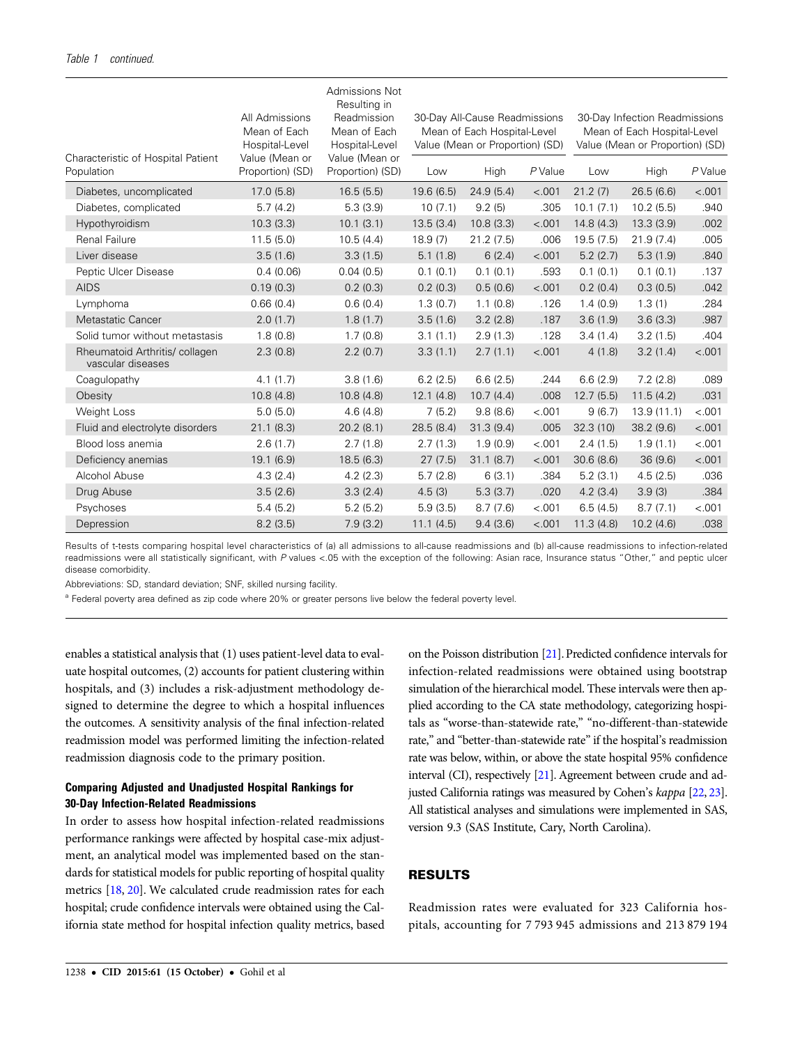*Table 1 continued.*

| Characteristic of Hospital Patient Population | All Admissions Mean of Each Hospital-Level Value (Mean or Proportion) (SD) | Admissions Not Resulting in Readmission Mean of Each Hospital-Level Value (Mean or Proportion) (SD) | 30-Day All-Cause Readmissions Mean of Each Hospital-Level Value (Mean or Proportion) (SD) | | | 30-Day Infection Readmissions Mean of Each Hospital-Level Value (Mean or Proportion) (SD) | | |
|---|---|---|---|---|---|---|---|---|
| | | | Low | High | *P* Value | Low | High | *P* Value |
| Diabetes, uncomplicated | 17.0 (5.8) | 16.5 (5.5) | 19.6 (6.5) | 24.9 (5.4) | <.001 | 21.2 (7) | 26.5 (6.6) | <.001 |
| Diabetes, complicated | 5.7 (4.2) | 5.3 (3.9) | 10 (7.1) | 9.2 (5) | .305 | 10.1 (7.1) | 10.2 (5.5) | .940 |
| Hypothyroidism | 10.3 (3.3) | 10.1 (3.1) | 13.5 (3.4) | 10.8 (3.3) | <.001 | 14.8 (4.3) | 13.3 (3.9) | .002 |
| Renal Failure | 11.5 (5.0) | 10.5 (4.4) | 18.9 (7) | 21.2 (7.5) | .006 | 19.5 (7.5) | 21.9 (7.4) | .005 |
| Liver disease | 3.5 (1.6) | 3.3 (1.5) | 5.1 (1.8) | 6 (2.4) | <.001 | 5.2 (2.7) | 5.3 (1.9) | .840 |
| Peptic Ulcer Disease | 0.4 (0.06) | 0.04 (0.5) | 0.1 (0.1) | 0.1 (0.1) | .593 | 0.1 (0.1) | 0.1 (0.1) | .137 |
| AIDS | 0.19 (0.3) | 0.2 (0.3) | 0.2 (0.3) | 0.5 (0.6) | <.001 | 0.2 (0.4) | 0.3 (0.5) | .042 |
| Lymphoma | 0.66 (0.4) | 0.6 (0.4) | 1.3 (0.7) | 1.1 (0.8) | .126 | 1.4 (0.9) | 1.3 (1) | .284 |
| Metastatic Cancer | 2.0 (1.7) | 1.8 (1.7) | 3.5 (1.6) | 3.2 (2.8) | .187 | 3.6 (1.9) | 3.6 (3.3) | .987 |
| Solid tumor without metastasis | 1.8 (0.8) | 1.7 (0.8) | 3.1 (1.1) | 2.9 (1.3) | .128 | 3.4 (1.4) | 3.2 (1.5) | .404 |
| Rheumatoid Arthritis/ collagen vascular diseases | 2.3 (0.8) | 2.2 (0.7) | 3.3 (1.1) | 2.7 (1.1) | <.001 | 4 (1.8) | 3.2 (1.4) | <.001 |
| Coagulopathy | 4.1 (1.7) | 3.8 (1.6) | 6.2 (2.5) | 6.6 (2.5) | .244 | 6.6 (2.9) | 7.2 (2.8) | .089 |
| Obesity | 10.8 (4.8) | 10.8 (4.8) | 12.1 (4.8) | 10.7 (4.4) | .008 | 12.7 (5.5) | 11.5 (4.2) | .031 |
| Weight Loss | 5.0 (5.0) | 4.6 (4.8) | 7 (5.2) | 9.8 (8.6) | <.001 | 9 (6.7) | 13.9 (11.1) | <.001 |
| Fluid and electrolyte disorders | 21.1 (8.3) | 20.2 (8.1) | 28.5 (8.4) | 31.3 (9.4) | .005 | 32.3 (10) | 38.2 (9.6) | <.001 |
| Blood loss anemia | 2.6 (1.7) | 2.7 (1.8) | 2.7 (1.3) | 1.9 (0.9) | <.001 | 2.4 (1.5) | 1.9 (1.1) | <.001 |
| Deficiency anemias | 19.1 (6.9) | 18.5 (6.3) | 27 (7.5) | 31.1 (8.7) | <.001 | 30.6 (8.6) | 36 (9.6) | <.001 |
| Alcohol Abuse | 4.3 (2.4) | 4.2 (2.3) | 5.7 (2.8) | 6 (3.1) | .384 | 5.2 (3.1) | 4.5 (2.5) | .036 |
| Drug Abuse | 3.5 (2.6) | 3.3 (2.4) | 4.5 (3) | 5.3 (3.7) | .020 | 4.2 (3.4) | 3.9 (3) | .384 |
| Psychoses | 5.4 (5.2) | 5.2 (5.2) | 5.9 (3.5) | 8.7 (7.6) | <.001 | 6.5 (4.5) | 8.7 (7.1) | <.001 |
| Depression | 8.2 (3.5) | 7.9 (3.2) | 11.1 (4.5) | 9.4 (3.6) | <.001 | 11.3 (4.8) | 10.2 (4.6) | .038 |

Results of t-tests comparing hospital level characteristics of (a) all admissions to all-cause readmissions and (b) all-cause readmissions to infection-related readmissions were all statistically significant, with *P* values <.05 with the exception of the following: Asian race, Insurance status "Other," and peptic ulcer disease comorbidity.

Abbreviations: SD, standard deviation; SNF, skilled nursing facility.

[a] Federal poverty area defined as zip code where 20% or greater persons live below the federal poverty level.

enables a statistical analysis that (1) uses patient-level data to evaluate hospital outcomes, (2) accounts for patient clustering within hospitals, and (3) includes a risk-adjustment methodology designed to determine the degree to which a hospital influences the outcomes. A sensitivity analysis of the final infection-related readmission model was performed limiting the infection-related readmission diagnosis code to the primary position.

### Comparing Adjusted and Unadjusted Hospital Rankings for 30-Day Infection-Related Readmissions

In order to assess how hospital infection-related readmissions performance rankings were affected by hospital case-mix adjustment, an analytical model was implemented based on the standards for statistical models for public reporting of hospital quality metrics [18, 20]. We calculated crude readmission rates for each hospital; crude confidence intervals were obtained using the California state method for hospital infection quality metrics, based on the Poisson distribution [21]. Predicted confidence intervals for infection-related readmissions were obtained using bootstrap simulation of the hierarchical model. These intervals were then applied according to the CA state methodology, categorizing hospitals as "worse-than-statewide rate," "no-different-than-statewide rate," and "better-than-statewide rate" if the hospital's readmission rate was below, within, or above the state hospital 95% confidence interval (CI), respectively [21]. Agreement between crude and adjusted California ratings was measured by Cohen's *kappa* [22, 23]. All statistical analyses and simulations were implemented in SAS, version 9.3 (SAS Institute, Cary, North Carolina).

## RESULTS

Readmission rates were evaluated for 323 California hospitals, accounting for 7 793 945 admissions and 213 879 194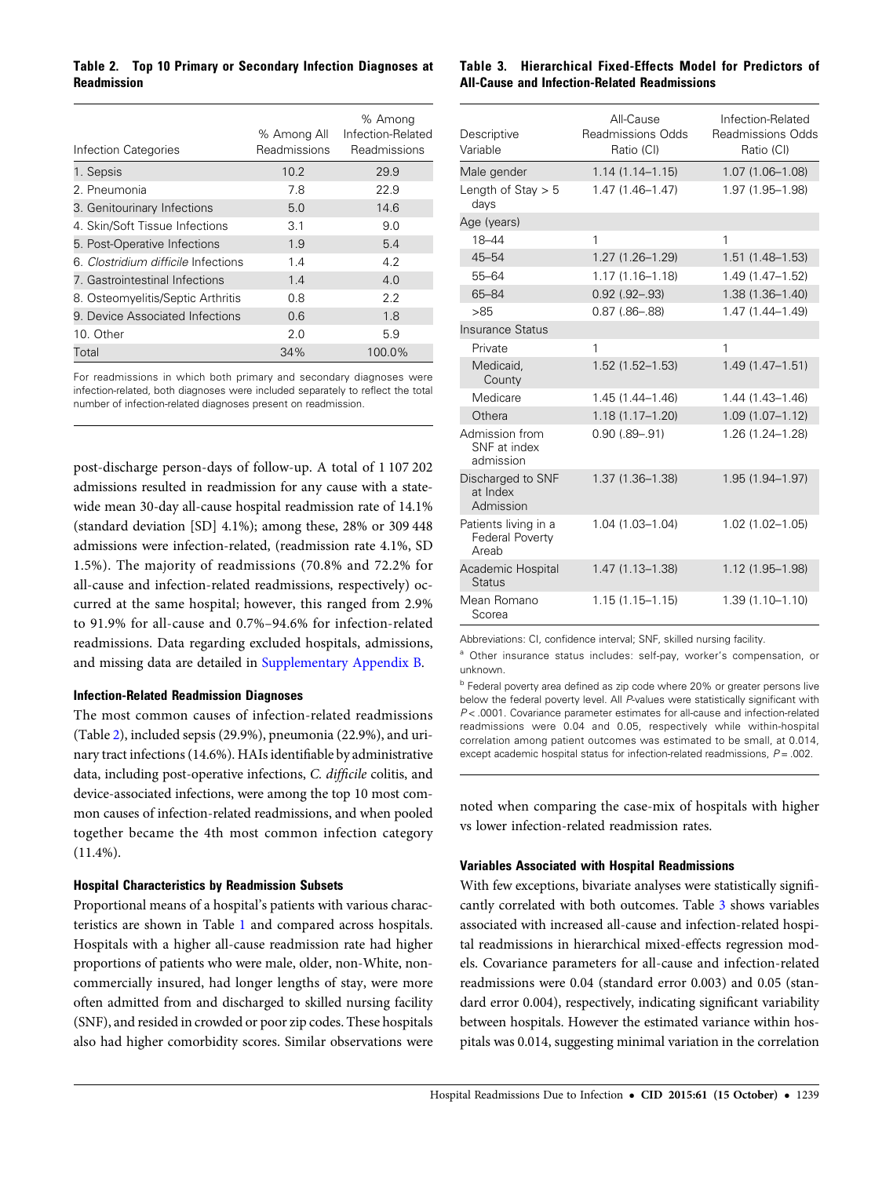**Table 2. Top 10 Primary or Secondary Infection Diagnoses at Readmission**

| Infection Categories | % Among All Readmissions | % Among Infection-Related Readmissions |
|---|---|---|
| 1. Sepsis | 10.2 | 29.9 |
| 2. Pneumonia | 7.8 | 22.9 |
| 3. Genitourinary Infections | 5.0 | 14.6 |
| 4. Skin/Soft Tissue Infections | 3.1 | 9.0 |
| 5. Post-Operative Infections | 1.9 | 5.4 |
| 6. *Clostridium difficile* Infections | 1.4 | 4.2 |
| 7. Gastrointestinal Infections | 1.4 | 4.0 |
| 8. Osteomyelitis/Septic Arthritis | 0.8 | 2.2 |
| 9. Device Associated Infections | 0.6 | 1.8 |
| 10. Other | 2.0 | 5.9 |
| Total | 34% | 100.0% |

For readmissions in which both primary and secondary diagnoses were infection-related, both diagnoses were included separately to reflect the total number of infection-related diagnoses present on readmission.

post-discharge person-days of follow-up. A total of 1 107 202 admissions resulted in readmission for any cause with a statewide mean 30-day all-cause hospital readmission rate of 14.1% (standard deviation [SD] 4.1%); among these, 28% or 309 448 admissions were infection-related, (readmission rate 4.1%, SD 1.5%). The majority of readmissions (70.8% and 72.2% for all-cause and infection-related readmissions, respectively) occurred at the same hospital; however, this ranged from 2.9% to 91.9% for all-cause and 0.7%–94.6% for infection-related readmissions. Data regarding excluded hospitals, admissions, and missing data are detailed in Supplementary Appendix B.

#### Infection-Related Readmission Diagnoses

The most common causes of infection-related readmissions (Table 2), included sepsis (29.9%), pneumonia (22.9%), and urinary tract infections (14.6%). HAIs identifiable by administrative data, including post-operative infections, *C. difficile* colitis, and device-associated infections, were among the top 10 most common causes of infection-related readmissions, and when pooled together became the 4th most common infection category (11.4%).

#### Hospital Characteristics by Readmission Subsets

Proportional means of a hospital's patients with various characteristics are shown in Table 1 and compared across hospitals. Hospitals with a higher all-cause readmission rate had higher proportions of patients who were male, older, non-White, non-commercially insured, had longer lengths of stay, were more often admitted from and discharged to skilled nursing facility (SNF), and resided in crowded or poor zip codes. These hospitals also had higher comorbidity scores. Similar observations were noted when comparing the case-mix of hospitals with higher vs lower infection-related readmission rates.

**Table 3. Hierarchical Fixed-Effects Model for Predictors of All-Cause and Infection-Related Readmissions**

| Descriptive Variable | All-Cause Readmissions Odds Ratio (CI) | Infection-Related Readmissions Odds Ratio (CI) |
|---|---|---|
| Male gender | 1.14 (1.14–1.15) | 1.07 (1.06–1.08) |
| Length of Stay > 5 days | 1.47 (1.46–1.47) | 1.97 (1.95–1.98) |
| Age (years) | | |
| 18–44 | 1 | 1 |
| 45–54 | 1.27 (1.26–1.29) | 1.51 (1.48–1.53) |
| 55–64 | 1.17 (1.16–1.18) | 1.49 (1.47–1.52) |
| 65–84 | 0.92 (.92–.93) | 1.38 (1.36–1.40) |
| >85 | 0.87 (.86–.88) | 1.47 (1.44–1.49) |
| Insurance Status | | |
| Private | 1 | 1 |
| Medicaid, County | 1.52 (1.52–1.53) | 1.49 (1.47–1.51) |
| Medicare | 1.45 (1.44–1.46) | 1.44 (1.43–1.46) |
| Other[a] | 1.18 (1.17–1.20) | 1.09 (1.07–1.12) |
| Admission from SNF at index admission | 0.90 (.89–.91) | 1.26 (1.24–1.28) |
| Discharged to SNF at Index Admission | 1.37 (1.36–1.38) | 1.95 (1.94–1.97) |
| Patients living in a Federal Poverty Area[b] | 1.04 (1.03–1.04) | 1.02 (1.02–1.05) |
| Academic Hospital Status | 1.47 (1.13–1.38) | 1.12 (1.95–1.98) |
| Mean Romano Score[a] | 1.15 (1.15–1.15) | 1.39 (1.10–1.10) |

Abbreviations: CI, confidence interval; SNF, skilled nursing facility.

[a] Other insurance status includes: self-pay, worker's compensation, or unknown.

[b] Federal poverty area defined as zip code where 20% or greater persons live below the federal poverty level. All *P*-values were statistically significant with $P < .0001$. Covariance parameter estimates for all-cause and infection-related readmissions were 0.04 and 0.05, respectively while within-hospital correlation among patient outcomes was estimated to be small, at 0.014, except academic hospital status for infection-related readmissions, $P = .002$.

#### Variables Associated with Hospital Readmissions

With few exceptions, bivariate analyses were statistically significantly correlated with both outcomes. Table 3 shows variables associated with increased all-cause and infection-related hospital readmissions in hierarchical mixed-effects regression models. Covariance parameters for all-cause and infection-related readmissions were 0.04 (standard error 0.003) and 0.05 (standard error 0.004), respectively, indicating significant variability between hospitals. However the estimated variance within hospitals was 0.014, suggesting minimal variation in the correlation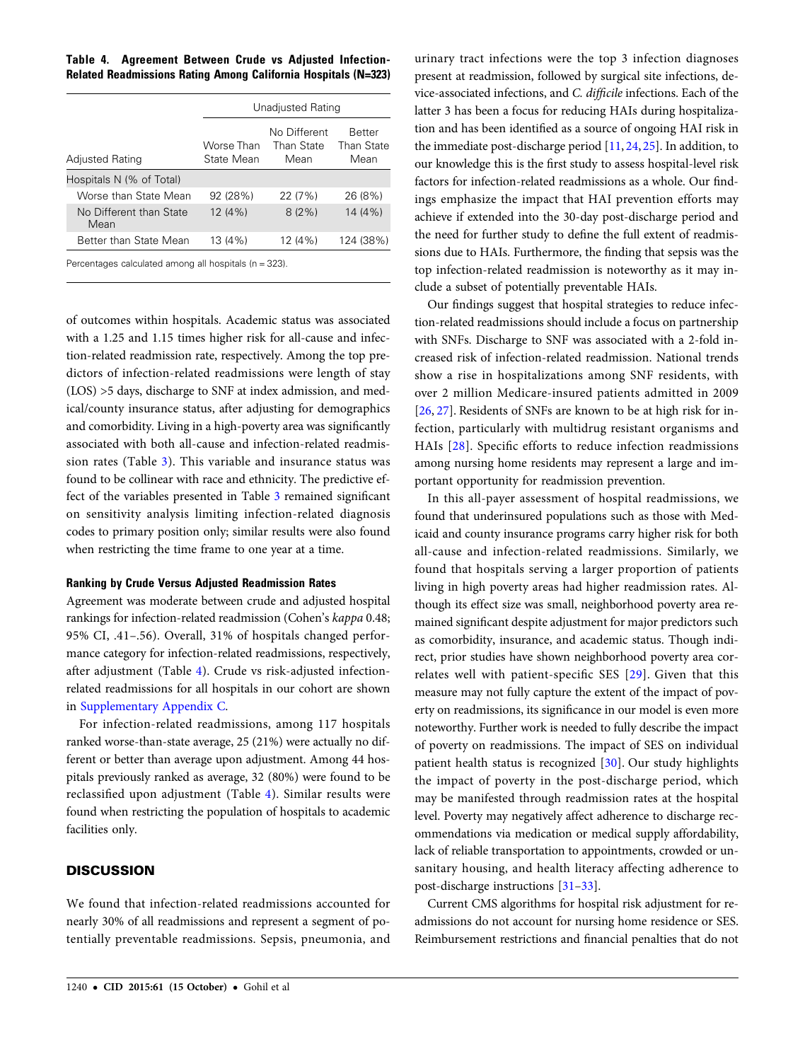**Table 4. Agreement Between Crude vs Adjusted Infection-Related Readmissions Rating Among California Hospitals (N=323)**

| | Unadjusted Rating | | |
|---|---|---|---|
| Adjusted Rating | Worse Than State Mean | No Different Than State Mean | Better Than State Mean |
| Hospitals N (% of Total) | | | |
| Worse than State Mean | 92 (28%) | 22 (7%) | 26 (8%) |
| No Different than State Mean | 12 (4%) | 8 (2%) | 14 (4%) |
| Better than State Mean | 13 (4%) | 12 (4%) | 124 (38%) |

Percentages calculated among all hospitals (n = 323).

of outcomes within hospitals. Academic status was associated with a 1.25 and 1.15 times higher risk for all-cause and infection-related readmission rate, respectively. Among the top predictors of infection-related readmissions were length of stay (LOS) >5 days, discharge to SNF at index admission, and medical/county insurance status, after adjusting for demographics and comorbidity. Living in a high-poverty area was significantly associated with both all-cause and infection-related readmission rates (Table 3). This variable and insurance status was found to be collinear with race and ethnicity. The predictive effect of the variables presented in Table 3 remained significant on sensitivity analysis limiting infection-related diagnosis codes to primary position only; similar results were also found when restricting the time frame to one year at a time.

### Ranking by Crude Versus Adjusted Readmission Rates

Agreement was moderate between crude and adjusted hospital rankings for infection-related readmission (Cohen's *kappa* 0.48; 95% CI, .41–.56). Overall, 31% of hospitals changed performance category for infection-related readmissions, respectively, after adjustment (Table 4). Crude vs risk-adjusted infection-related readmissions for all hospitals in our cohort are shown in Supplementary Appendix C.

For infection-related readmissions, among 117 hospitals ranked worse-than-state average, 25 (21%) were actually no different or better than average upon adjustment. Among 44 hospitals previously ranked as average, 32 (80%) were found to be reclassified upon adjustment (Table 4). Similar results were found when restricting the population of hospitals to academic facilities only.

## DISCUSSION

We found that infection-related readmissions accounted for nearly 30% of all readmissions and represent a segment of potentially preventable readmissions. Sepsis, pneumonia, and urinary tract infections were the top 3 infection diagnoses present at readmission, followed by surgical site infections, device-associated infections, and *C. difficile* infections. Each of the latter 3 has been a focus for reducing HAIs during hospitalization and has been identified as a source of ongoing HAI risk in the immediate post-discharge period [11, 24, 25]. In addition, to our knowledge this is the first study to assess hospital-level risk factors for infection-related readmissions as a whole. Our findings emphasize the impact that HAI prevention efforts may achieve if extended into the 30-day post-discharge period and the need for further study to define the full extent of readmissions due to HAIs. Furthermore, the finding that sepsis was the top infection-related readmission is noteworthy as it may include a subset of potentially preventable HAIs.

Our findings suggest that hospital strategies to reduce infection-related readmissions should include a focus on partnership with SNFs. Discharge to SNF was associated with a 2-fold increased risk of infection-related readmission. National trends show a rise in hospitalizations among SNF residents, with over 2 million Medicare-insured patients admitted in 2009 [26, 27]. Residents of SNFs are known to be at high risk for infection, particularly with multidrug resistant organisms and HAIs [28]. Specific efforts to reduce infection readmissions among nursing home residents may represent a large and important opportunity for readmission prevention.

In this all-payer assessment of hospital readmissions, we found that underinsured populations such as those with Medicaid and county insurance programs carry higher risk for both all-cause and infection-related readmissions. Similarly, we found that hospitals serving a larger proportion of patients living in high poverty areas had higher readmission rates. Although its effect size was small, neighborhood poverty area remained significant despite adjustment for major predictors such as comorbidity, insurance, and academic status. Though indirect, prior studies have shown neighborhood poverty area correlates well with patient-specific SES [29]. Given that this measure may not fully capture the extent of the impact of poverty on readmissions, its significance in our model is even more noteworthy. Further work is needed to fully describe the impact of poverty on readmissions. The impact of SES on individual patient health status is recognized [30]. Our study highlights the impact of poverty in the post-discharge period, which may be manifested through readmission rates at the hospital level. Poverty may negatively affect adherence to discharge recommendations via medication or medical supply affordability, lack of reliable transportation to appointments, crowded or unsanitary housing, and health literacy affecting adherence to post-discharge instructions [31–33].

Current CMS algorithms for hospital risk adjustment for readmissions do not account for nursing home residence or SES. Reimbursement restrictions and financial penalties that do not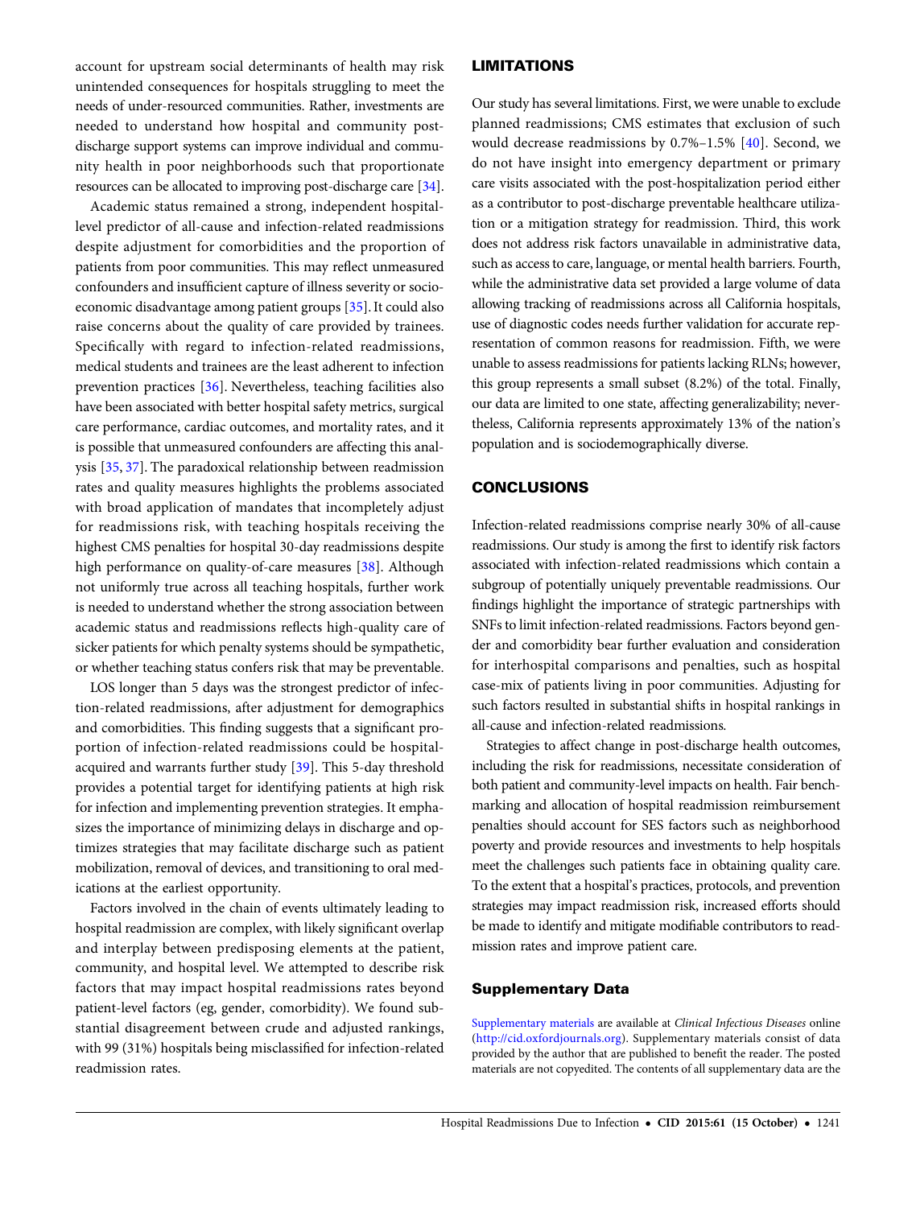account for upstream social determinants of health may risk unintended consequences for hospitals struggling to meet the needs of under-resourced communities. Rather, investments are needed to understand how hospital and community post-discharge support systems can improve individual and community health in poor neighborhoods such that proportionate resources can be allocated to improving post-discharge care [34].

Academic status remained a strong, independent hospital-level predictor of all-cause and infection-related readmissions despite adjustment for comorbidities and the proportion of patients from poor communities. This may reflect unmeasured confounders and insufficient capture of illness severity or socioeconomic disadvantage among patient groups [35]. It could also raise concerns about the quality of care provided by trainees. Specifically with regard to infection-related readmissions, medical students and trainees are the least adherent to infection prevention practices [36]. Nevertheless, teaching facilities also have been associated with better hospital safety metrics, surgical care performance, cardiac outcomes, and mortality rates, and it is possible that unmeasured confounders are affecting this analysis [35, 37]. The paradoxical relationship between readmission rates and quality measures highlights the problems associated with broad application of mandates that incompletely adjust for readmissions risk, with teaching hospitals receiving the highest CMS penalties for hospital 30-day readmissions despite high performance on quality-of-care measures [38]. Although not uniformly true across all teaching hospitals, further work is needed to understand whether the strong association between academic status and readmissions reflects high-quality care of sicker patients for which penalty systems should be sympathetic, or whether teaching status confers risk that may be preventable.

LOS longer than 5 days was the strongest predictor of infection-related readmissions, after adjustment for demographics and comorbidities. This finding suggests that a significant proportion of infection-related readmissions could be hospital-acquired and warrants further study [39]. This 5-day threshold provides a potential target for identifying patients at high risk for infection and implementing prevention strategies. It emphasizes the importance of minimizing delays in discharge and optimizes strategies that may facilitate discharge such as patient mobilization, removal of devices, and transitioning to oral medications at the earliest opportunity.

Factors involved in the chain of events ultimately leading to hospital readmission are complex, with likely significant overlap and interplay between predisposing elements at the patient, community, and hospital level. We attempted to describe risk factors that may impact hospital readmissions rates beyond patient-level factors (eg, gender, comorbidity). We found substantial disagreement between crude and adjusted rankings, with 99 (31%) hospitals being misclassified for infection-related readmission rates.

## LIMITATIONS

Our study has several limitations. First, we were unable to exclude planned readmissions; CMS estimates that exclusion of such would decrease readmissions by 0.7%–1.5% [40]. Second, we do not have insight into emergency department or primary care visits associated with the post-hospitalization period either as a contributor to post-discharge preventable healthcare utilization or a mitigation strategy for readmission. Third, this work does not address risk factors unavailable in administrative data, such as access to care, language, or mental health barriers. Fourth, while the administrative data set provided a large volume of data allowing tracking of readmissions across all California hospitals, use of diagnostic codes needs further validation for accurate representation of common reasons for readmission. Fifth, we were unable to assess readmissions for patients lacking RLNs; however, this group represents a small subset (8.2%) of the total. Finally, our data are limited to one state, affecting generalizability; nevertheless, California represents approximately 13% of the nation's population and is sociodemographically diverse.

## CONCLUSIONS

Infection-related readmissions comprise nearly 30% of all-cause readmissions. Our study is among the first to identify risk factors associated with infection-related readmissions which contain a subgroup of potentially uniquely preventable readmissions. Our findings highlight the importance of strategic partnerships with SNFs to limit infection-related readmissions. Factors beyond gender and comorbidity bear further evaluation and consideration for interhospital comparisons and penalties, such as hospital case-mix of patients living in poor communities. Adjusting for such factors resulted in substantial shifts in hospital rankings in all-cause and infection-related readmissions.

Strategies to affect change in post-discharge health outcomes, including the risk for readmissions, necessitate consideration of both patient and community-level impacts on health. Fair benchmarking and allocation of hospital readmission reimbursement penalties should account for SES factors such as neighborhood poverty and provide resources and investments to help hospitals meet the challenges such patients face in obtaining quality care. To the extent that a hospital's practices, protocols, and prevention strategies may impact readmission risk, increased efforts should be made to identify and mitigate modifiable contributors to readmission rates and improve patient care.

### Supplementary Data

Supplementary materials are available at *Clinical Infectious Diseases* online (http://cid.oxfordjournals.org). Supplementary materials consist of data provided by the author that are published to benefit the reader. The posted materials are not copyedited. The contents of all supplementary data are the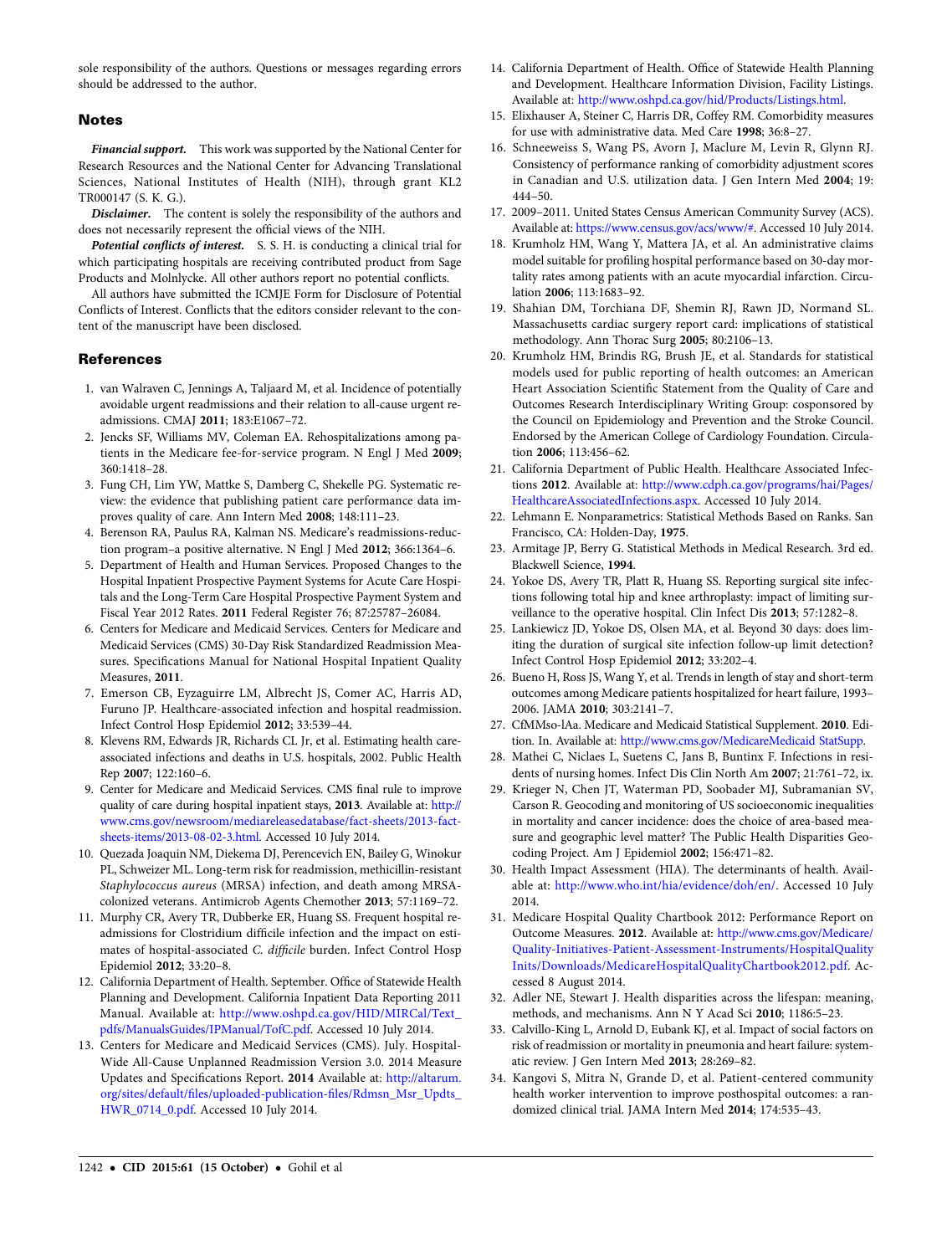sole responsibility of the authors. Questions or messages regarding errors should be addressed to the author.

## Notes

***Financial support.*** This work was supported by the National Center for Research Resources and the National Center for Advancing Translational Sciences, National Institutes of Health (NIH), through grant KL2 TR000147 (S. K. G.).

***Disclaimer.*** The content is solely the responsibility of the authors and does not necessarily represent the official views of the NIH.

***Potential conflicts of interest.*** S. S. H. is conducting a clinical trial for which participating hospitals are receiving contributed product from Sage Products and Molnlycke. All other authors report no potential conflicts.

All authors have submitted the ICMJE Form for Disclosure of Potential Conflicts of Interest. Conflicts that the editors consider relevant to the content of the manuscript have been disclosed.

## References

1. van Walraven C, Jennings A, Taljaard M, et al. Incidence of potentially avoidable urgent readmissions and their relation to all-cause urgent readmissions. CMAJ **2011**; 183:E1067–72.
2. Jencks SF, Williams MV, Coleman EA. Rehospitalizations among patients in the Medicare fee-for-service program. N Engl J Med **2009**; 360:1418–28.
3. Fung CH, Lim YW, Mattke S, Damberg C, Shekelle PG. Systematic review: the evidence that publishing patient care performance data improves quality of care. Ann Intern Med **2008**; 148:111–23.
4. Berenson RA, Paulus RA, Kalman NS. Medicare's readmissions-reduction program–a positive alternative. N Engl J Med **2012**; 366:1364–6.
5. Department of Health and Human Services. Proposed Changes to the Hospital Inpatient Prospective Payment Systems for Acute Care Hospitals and the Long-Term Care Hospital Prospective Payment System and Fiscal Year 2012 Rates. **2011** Federal Register 76; 87:25787–26084.
6. Centers for Medicare and Medicaid Services. Centers for Medicare and Medicaid Services (CMS) 30-Day Risk Standardized Readmission Measures. Specifications Manual for National Hospital Inpatient Quality Measures, **2011**.
7. Emerson CB, Eyzaguirre LM, Albrecht JS, Comer AC, Harris AD, Furuno JP. Healthcare-associated infection and hospital readmission. Infect Control Hosp Epidemiol **2012**; 33:539–44.
8. Klevens RM, Edwards JR, Richards CL Jr, et al. Estimating health care-associated infections and deaths in U.S. hospitals, 2002. Public Health Rep **2007**; 122:160–6.
9. Center for Medicare and Medicaid Services. CMS final rule to improve quality of care during hospital inpatient stays, **2013**. Available at: http://www.cms.gov/newsroom/mediareleasedatabase/fact-sheets/2013-fact-sheets-items/2013-08-02-3.html. Accessed 10 July 2014.
10. Quezada Joaquin NM, Diekema DJ, Perencevich EN, Bailey G, Winokur PL, Schweizer ML. Long-term risk for readmission, methicillin-resistant *Staphylococcus aureus* (MRSA) infection, and death among MRSA-colonized veterans. Antimicrob Agents Chemother **2013**; 57:1169–72.
11. Murphy CR, Avery TR, Dubberke ER, Huang SS. Frequent hospital readmissions for Clostridium difficile infection and the impact on estimates of hospital-associated *C. difficile* burden. Infect Control Hosp Epidemiol **2012**; 33:20–8.
12. California Department of Health. September. Office of Statewide Health Planning and Development. California Inpatient Data Reporting 2011 Manual. Available at: http://www.oshpd.ca.gov/HID/MIRCal/Text_pdfs/ManualsGuides/IPManual/TofC.pdf. Accessed 10 July 2014.
13. Centers for Medicare and Medicaid Services (CMS). July. Hospital-Wide All-Cause Unplanned Readmission Version 3.0. 2014 Measure Updates and Specifications Report. **2014** Available at: http://altarum.org/sites/default/files/uploaded-publication-files/Rdmsn_Msr_Updts_HWR_0714_0.pdf. Accessed 10 July 2014.
14. California Department of Health. Office of Statewide Health Planning and Development. Healthcare Information Division, Facility Listings. Available at: http://www.oshpd.ca.gov/hid/Products/Listings.html.
15. Elixhauser A, Steiner C, Harris DR, Coffey RM. Comorbidity measures for use with administrative data. Med Care **1998**; 36:8–27.
16. Schneeweiss S, Wang PS, Avorn J, Maclure M, Levin R, Glynn RJ. Consistency of performance ranking of comorbidity adjustment scores in Canadian and U.S. utilization data. J Gen Intern Med **2004**; 19: 444–50.
17. 2009–2011. United States Census American Community Survey (ACS). Available at: https://www.census.gov/acs/www/#. Accessed 10 July 2014.
18. Krumholz HM, Wang Y, Mattera JA, et al. An administrative claims model suitable for profiling hospital performance based on 30-day mortality rates among patients with an acute myocardial infarction. Circulation **2006**; 113:1683–92.
19. Shahian DM, Torchiana DF, Shemin RJ, Rawn JD, Normand SL. Massachusetts cardiac surgery report card: implications of statistical methodology. Ann Thorac Surg **2005**; 80:2106–13.
20. Krumholz HM, Brindis RG, Brush JE, et al. Standards for statistical models used for public reporting of health outcomes: an American Heart Association Scientific Statement from the Quality of Care and Outcomes Research Interdisciplinary Writing Group: cosponsored by the Council on Epidemiology and Prevention and the Stroke Council. Endorsed by the American College of Cardiology Foundation. Circulation **2006**; 113:456–62.
21. California Department of Public Health. Healthcare Associated Infections **2012**. Available at: http://www.cdph.ca.gov/programs/hai/Pages/HealthcareAssociatedInfections.aspx. Accessed 10 July 2014.
22. Lehmann E. Nonparametrics: Statistical Methods Based on Ranks. San Francisco, CA: Holden-Day, **1975**.
23. Armitage JP, Berry G. Statistical Methods in Medical Research. 3rd ed. Blackwell Science, **1994**.
24. Yokoe DS, Avery TR, Platt R, Huang SS. Reporting surgical site infections following total hip and knee arthroplasty: impact of limiting surveillance to the operative hospital. Clin Infect Dis **2013**; 57:1282–8.
25. Lankiewicz JD, Yokoe DS, Olsen MA, et al. Beyond 30 days: does limiting the duration of surgical site infection follow-up limit detection? Infect Control Hosp Epidemiol **2012**; 33:202–4.
26. Bueno H, Ross JS, Wang Y, et al. Trends in length of stay and short-term outcomes among Medicare patients hospitalized for heart failure, 1993–2006. JAMA **2010**; 303:2141–7.
27. CfMMso-lAa. Medicare and Medicaid Statistical Supplement. **2010**. Edition. In. Available at: http://www.cms.gov/MedicareMedicaid StatSupp.
28. Mathei C, Niclaes L, Suetens C, Jans B, Buntinx F. Infections in residents of nursing homes. Infect Dis Clin North Am **2007**; 21:761–72, ix.
29. Krieger N, Chen JT, Waterman PD, Soobader MJ, Subramanian SV, Carson R. Geocoding and monitoring of US socioeconomic inequalities in mortality and cancer incidence: does the choice of area-based measure and geographic level matter? The Public Health Disparities Geocoding Project. Am J Epidemiol **2002**; 156:471–82.
30. Health Impact Assessment (HIA). The determinants of health. Available at: http://www.who.int/hia/evidence/doh/en/. Accessed 10 July 2014.
31. Medicare Hospital Quality Chartbook 2012: Performance Report on Outcome Measures. **2012**. Available at: http://www.cms.gov/Medicare/Quality-Initiatives-Patient-Assessment-Instruments/HospitalQualityInits/Downloads/MedicareHospitalQualityChartbook2012.pdf. Accessed 8 August 2014.
32. Adler NE, Stewart J. Health disparities across the lifespan: meaning, methods, and mechanisms. Ann N Y Acad Sci **2010**; 1186:5–23.
33. Calvillo-King L, Arnold D, Eubank KJ, et al. Impact of social factors on risk of readmission or mortality in pneumonia and heart failure: systematic review. J Gen Intern Med **2013**; 28:269–82.
34. Kangovi S, Mitra N, Grande D, et al. Patient-centered community health worker intervention to improve posthospital outcomes: a randomized clinical trial. JAMA Intern Med **2014**; 174:535–43.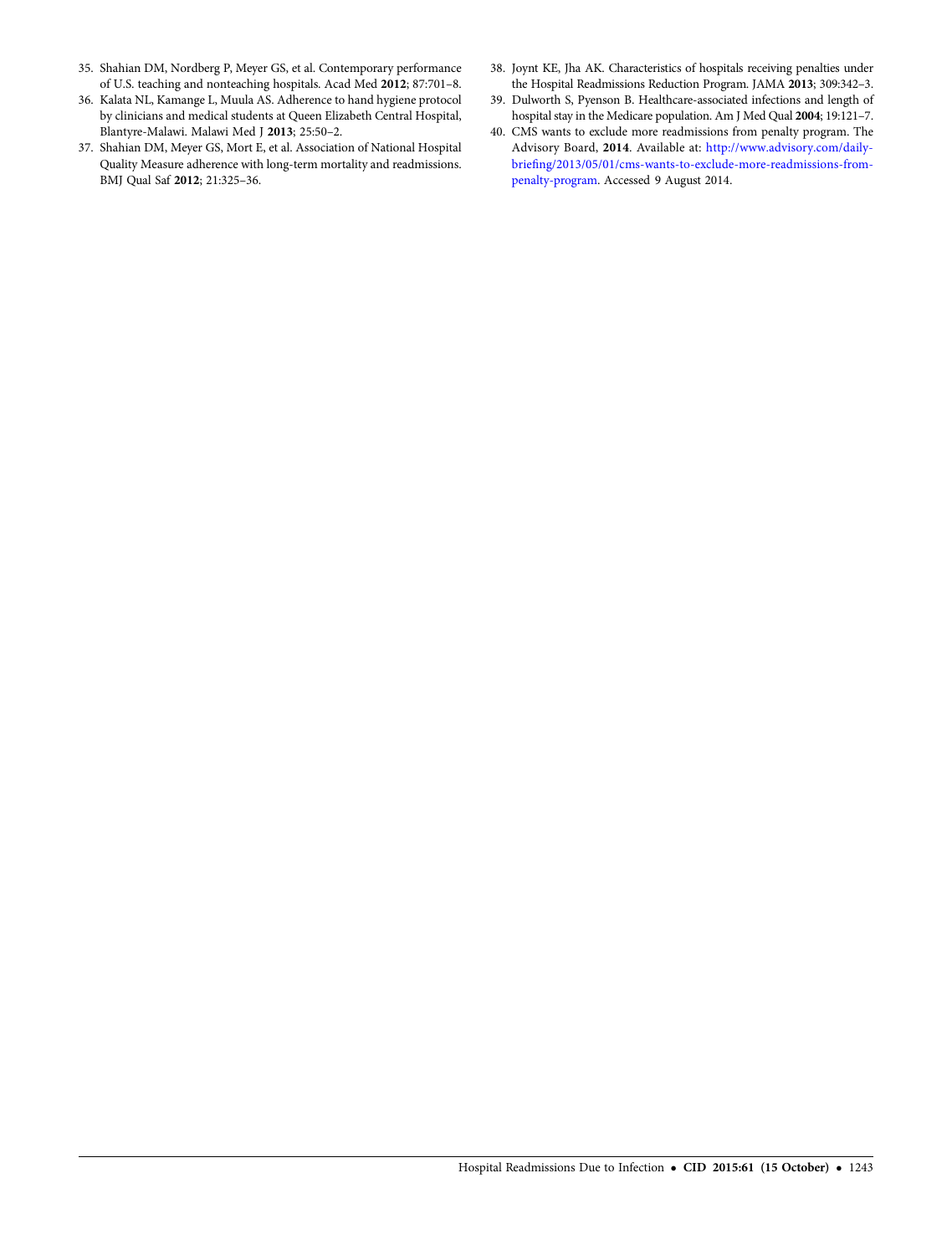35. Shahian DM, Nordberg P, Meyer GS, et al. Contemporary performance of U.S. teaching and nonteaching hospitals. Acad Med **2012**; 87:701–8.
36. Kalata NL, Kamange L, Muula AS. Adherence to hand hygiene protocol by clinicians and medical students at Queen Elizabeth Central Hospital, Blantyre-Malawi. Malawi Med J **2013**; 25:50–2.
37. Shahian DM, Meyer GS, Mort E, et al. Association of National Hospital Quality Measure adherence with long-term mortality and readmissions. BMJ Qual Saf **2012**; 21:325–36.
38. Joynt KE, Jha AK. Characteristics of hospitals receiving penalties under the Hospital Readmissions Reduction Program. JAMA **2013**; 309:342–3.
39. Dulworth S, Pyenson B. Healthcare-associated infections and length of hospital stay in the Medicare population. Am J Med Qual **2004**; 19:121–7.
40. CMS wants to exclude more readmissions from penalty program. The Advisory Board, **2014**. Available at: http://www.advisory.com/daily-briefing/2013/05/01/cms-wants-to-exclude-more-readmissions-from-penalty-program. Accessed 9 August 2014.